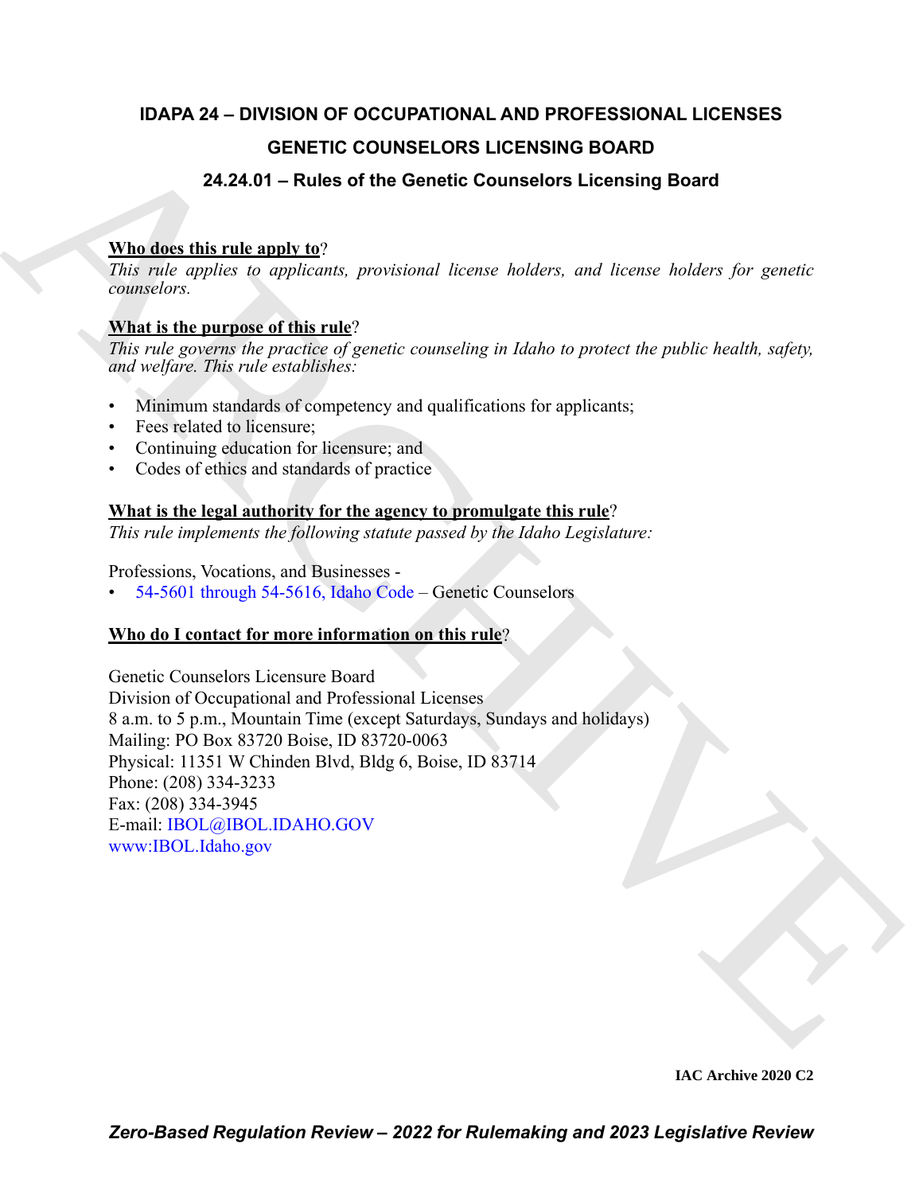# IDAPA 24 – DIVISION OF OCCUPATIONAL AND PROFESSIONAL LICENSES

## GENETIC COUNSELORS LICENSING BOARD

## 24.24.01 – Rules of the Genetic Counselors Licensing Board

**Who does this rule apply to**?

*This rule applies to applicants, provisional license holders, and license holders for genetic counselors.*

**What is the purpose of this rule**?

*This rule governs the practice of genetic counseling in Idaho to protect the public health, safety, and welfare. This rule establishes:*

- Minimum standards of competency and qualifications for applicants;
- Fees related to licensure;
- Continuing education for licensure; and
- Codes of ethics and standards of practice

**What is the legal authority for the agency to promulgate this rule**?

*This rule implements the following statute passed by the Idaho Legislature:*

Professions, Vocations, and Businesses -

- 54-5601 through 54-5616, Idaho Code – Genetic Counselors

**Who do I contact for more information on this rule**?

Genetic Counselors Licensure Board
Division of Occupational and Professional Licenses
8 a.m. to 5 p.m., Mountain Time (except Saturdays, Sundays and holidays)
Mailing: PO Box 83720 Boise, ID 83720-0063
Physical: 11351 W Chinden Blvd, Bldg 6, Boise, ID 83714
Phone: (208) 334-3233
Fax: (208) 334-3945
E-mail: IBOL@IBOL.IDAHO.GOV
www:IBOL.Idaho.gov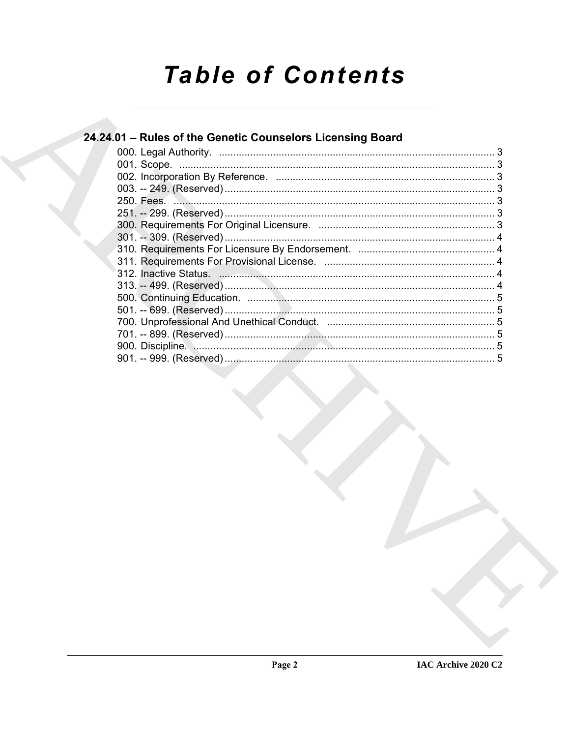# Table of Contents

## 24.24.01 – Rules of the Genetic Counselors Licensing Board

000. Legal Authority. ........................................................................................ 3
001. Scope. ........................................................................................ 3
002. Incorporation By Reference. ........................................................................................ 3
003. -- 249. (Reserved) ........................................................................................ 3
250. Fees. ........................................................................................ 3
251. -- 299. (Reserved) ........................................................................................ 3
300. Requirements For Original Licensure. ........................................................................................ 3
301. -- 309. (Reserved) ........................................................................................ 4
310. Requirements For Licensure By Endorsement. ........................................................................................ 4
311. Requirements For Provisional License. ........................................................................................ 4
312. Inactive Status. ........................................................................................ 4
313. -- 499. (Reserved) ........................................................................................ 4
500. Continuing Education. ........................................................................................ 5
501. -- 699. (Reserved) ........................................................................................ 5
700. Unprofessional And Unethical Conduct. ........................................................................................ 5
701. -- 899. (Reserved) ........................................................................................ 5
900. Discipline. ........................................................................................ 5
901. -- 999. (Reserved) ........................................................................................ 5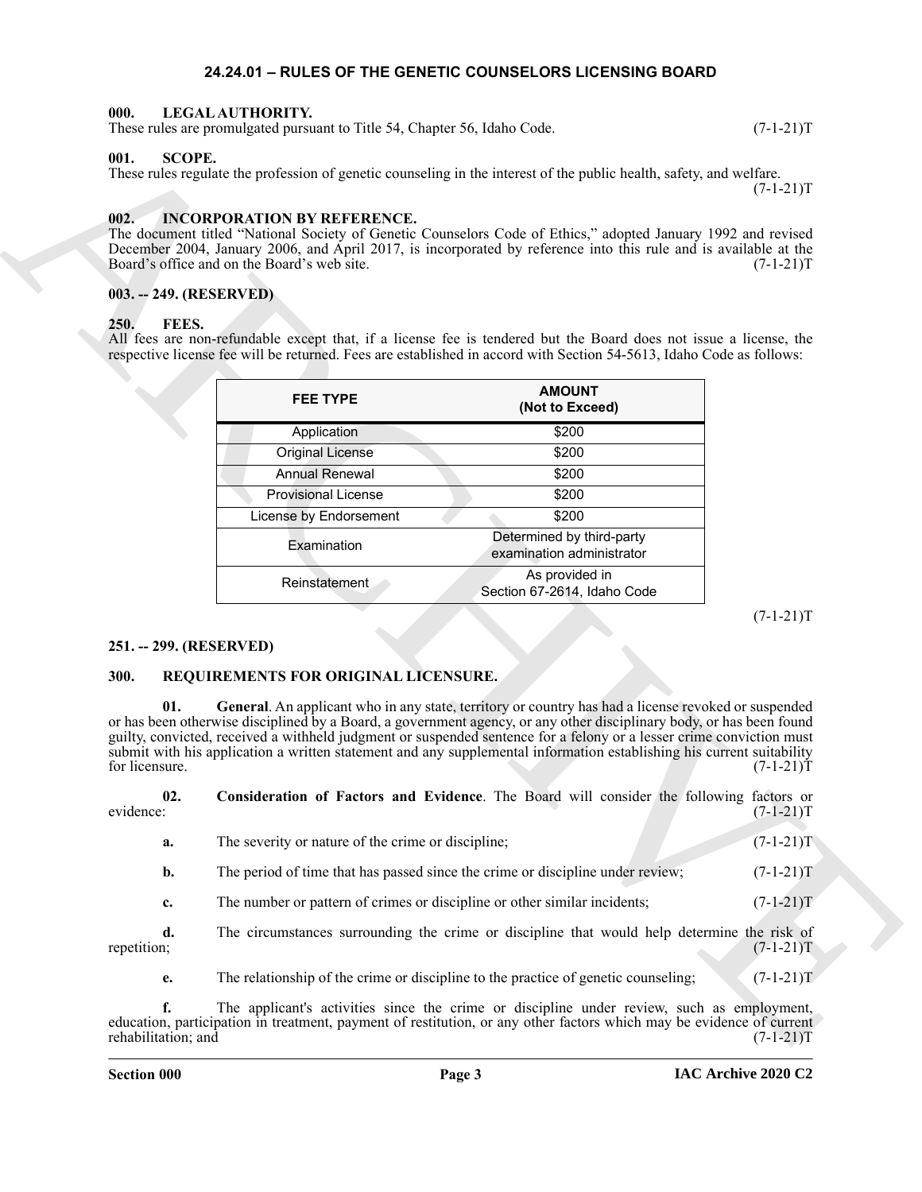## 24.24.01 – RULES OF THE GENETIC COUNSELORS LICENSING BOARD

### 000. LEGAL AUTHORITY.

These rules are promulgated pursuant to Title 54, Chapter 56, Idaho Code. (7-1-21)T

### 001. SCOPE.

These rules regulate the profession of genetic counseling in the interest of the public health, safety, and welfare. (7-1-21)T

### 002. INCORPORATION BY REFERENCE.

The document titled "National Society of Genetic Counselors Code of Ethics," adopted January 1992 and revised December 2004, January 2006, and April 2017, is incorporated by reference into this rule and is available at the Board's office and on the Board's web site. (7-1-21)T

### 003. -- 249. (RESERVED)

### 250. FEES.

All fees are non-refundable except that, if a license fee is tendered but the Board does not issue a license, the respective license fee will be returned. Fees are established in accord with Section 54-5613, Idaho Code as follows:

| FEE TYPE | AMOUNT (Not to Exceed) |
|---|---|
| Application | $200 |
| Original License | $200 |
| Annual Renewal | $200 |
| Provisional License | $200 |
| License by Endorsement | $200 |
| Examination | Determined by third-party examination administrator |
| Reinstatement | As provided in Section 67-2614, Idaho Code |

(7-1-21)T

### 251. -- 299. (RESERVED)

### 300. REQUIREMENTS FOR ORIGINAL LICENSURE.

**01. General**. An applicant who in any state, territory or country has had a license revoked or suspended or has been otherwise disciplined by a Board, a government agency, or any other disciplinary body, or has been found guilty, convicted, received a withheld judgment or suspended sentence for a felony or a lesser crime conviction must submit with his application a written statement and any supplemental information establishing his current suitability for licensure. (7-1-21)T

**02. Consideration of Factors and Evidence**. The Board will consider the following factors or evidence: (7-1-21)T

**a.** The severity or nature of the crime or discipline; (7-1-21)T

**b.** The period of time that has passed since the crime or discipline under review; (7-1-21)T

**c.** The number or pattern of crimes or discipline or other similar incidents; (7-1-21)T

**d.** The circumstances surrounding the crime or discipline that would help determine the risk of repetition; (7-1-21)T

**e.** The relationship of the crime or discipline to the practice of genetic counseling; (7-1-21)T

**f.** The applicant's activities since the crime or discipline under review, such as employment, education, participation in treatment, payment of restitution, or any other factors which may be evidence of current rehabilitation; and (7-1-21)T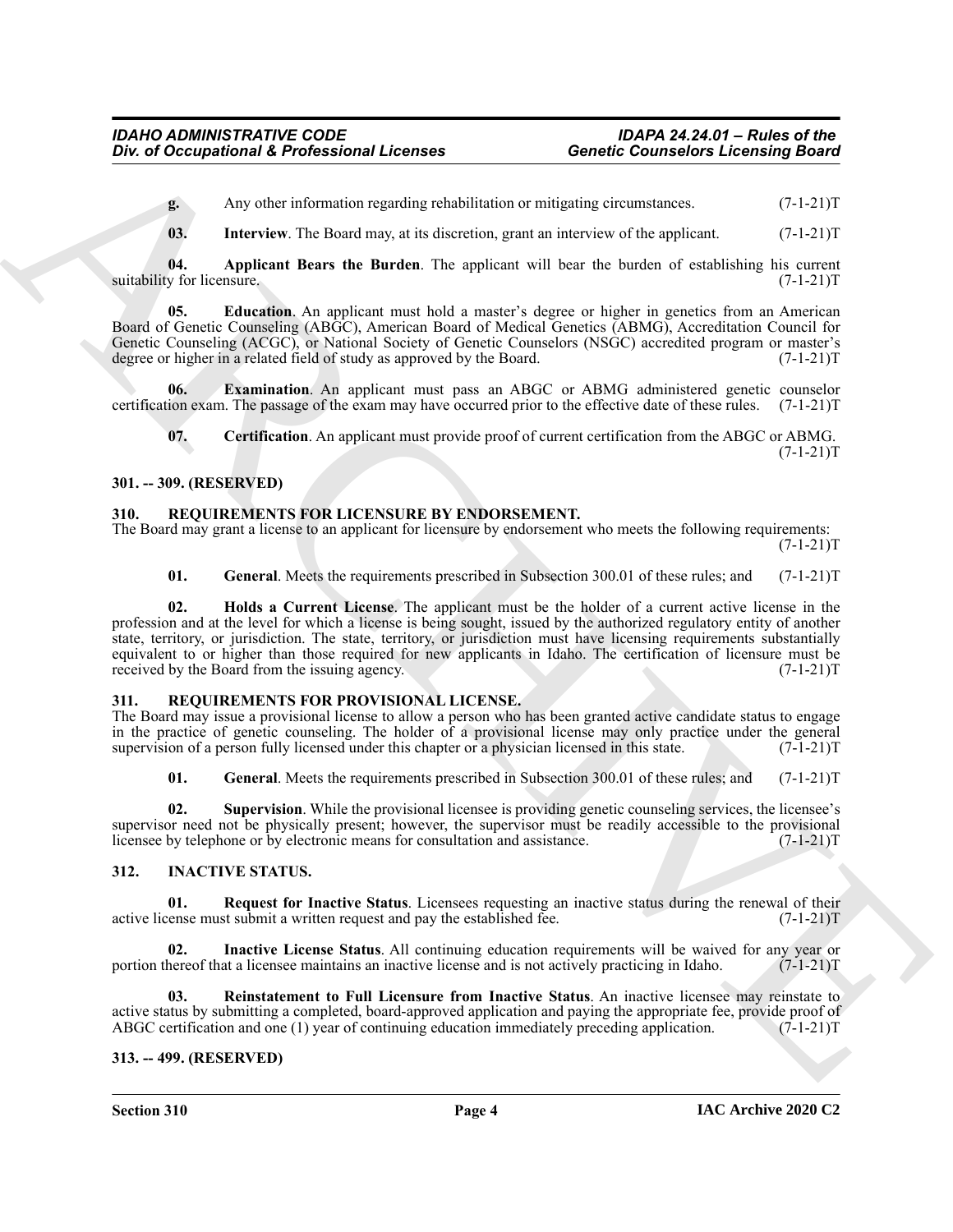**g.** Any other information regarding rehabilitation or mitigating circumstances. (7-1-21)T

**03. Interview**. The Board may, at its discretion, grant an interview of the applicant. (7-1-21)T

**04. Applicant Bears the Burden**. The applicant will bear the burden of establishing his current suitability for licensure. (7-1-21)T

**05. Education**. An applicant must hold a master's degree or higher in genetics from an American Board of Genetic Counseling (ABGC), American Board of Medical Genetics (ABMG), Accreditation Council for Genetic Counseling (ACGC), or National Society of Genetic Counselors (NSGC) accredited program or master's degree or higher in a related field of study as approved by the Board. (7-1-21)T

**06. Examination**. An applicant must pass an ABGC or ABMG administered genetic counselor certification exam. The passage of the exam may have occurred prior to the effective date of these rules. (7-1-21)T

**07. Certification**. An applicant must provide proof of current certification from the ABGC or ABMG. (7-1-21)T

### 301. -- 309. (RESERVED)

### 310. REQUIREMENTS FOR LICENSURE BY ENDORSEMENT.

The Board may grant a license to an applicant for licensure by endorsement who meets the following requirements: (7-1-21)T

**01. General**. Meets the requirements prescribed in Subsection 300.01 of these rules; and (7-1-21)T

**02. Holds a Current License**. The applicant must be the holder of a current active license in the profession and at the level for which a license is being sought, issued by the authorized regulatory entity of another state, territory, or jurisdiction. The state, territory, or jurisdiction must have licensing requirements substantially equivalent to or higher than those required for new applicants in Idaho. The certification of licensure must be received by the Board from the issuing agency. (7-1-21)T

### 311. REQUIREMENTS FOR PROVISIONAL LICENSE.

The Board may issue a provisional license to allow a person who has been granted active candidate status to engage in the practice of genetic counseling. The holder of a provisional license may only practice under the general supervision of a person fully licensed under this chapter or a physician licensed in this state. (7-1-21)T

**01. General**. Meets the requirements prescribed in Subsection 300.01 of these rules; and (7-1-21)T

**02. Supervision**. While the provisional licensee is providing genetic counseling services, the licensee's supervisor need not be physically present; however, the supervisor must be readily accessible to the provisional licensee by telephone or by electronic means for consultation and assistance. (7-1-21)T

### 312. INACTIVE STATUS.

**01. Request for Inactive Status**. Licensees requesting an inactive status during the renewal of their active license must submit a written request and pay the established fee. (7-1-21)T

**02. Inactive License Status**. All continuing education requirements will be waived for any year or portion thereof that a licensee maintains an inactive license and is not actively practicing in Idaho. (7-1-21)T

**03. Reinstatement to Full Licensure from Inactive Status**. An inactive licensee may reinstate to active status by submitting a completed, board-approved application and paying the appropriate fee, provide proof of ABGC certification and one (1) year of continuing education immediately preceding application. (7-1-21)T

### 313. -- 499. (RESERVED)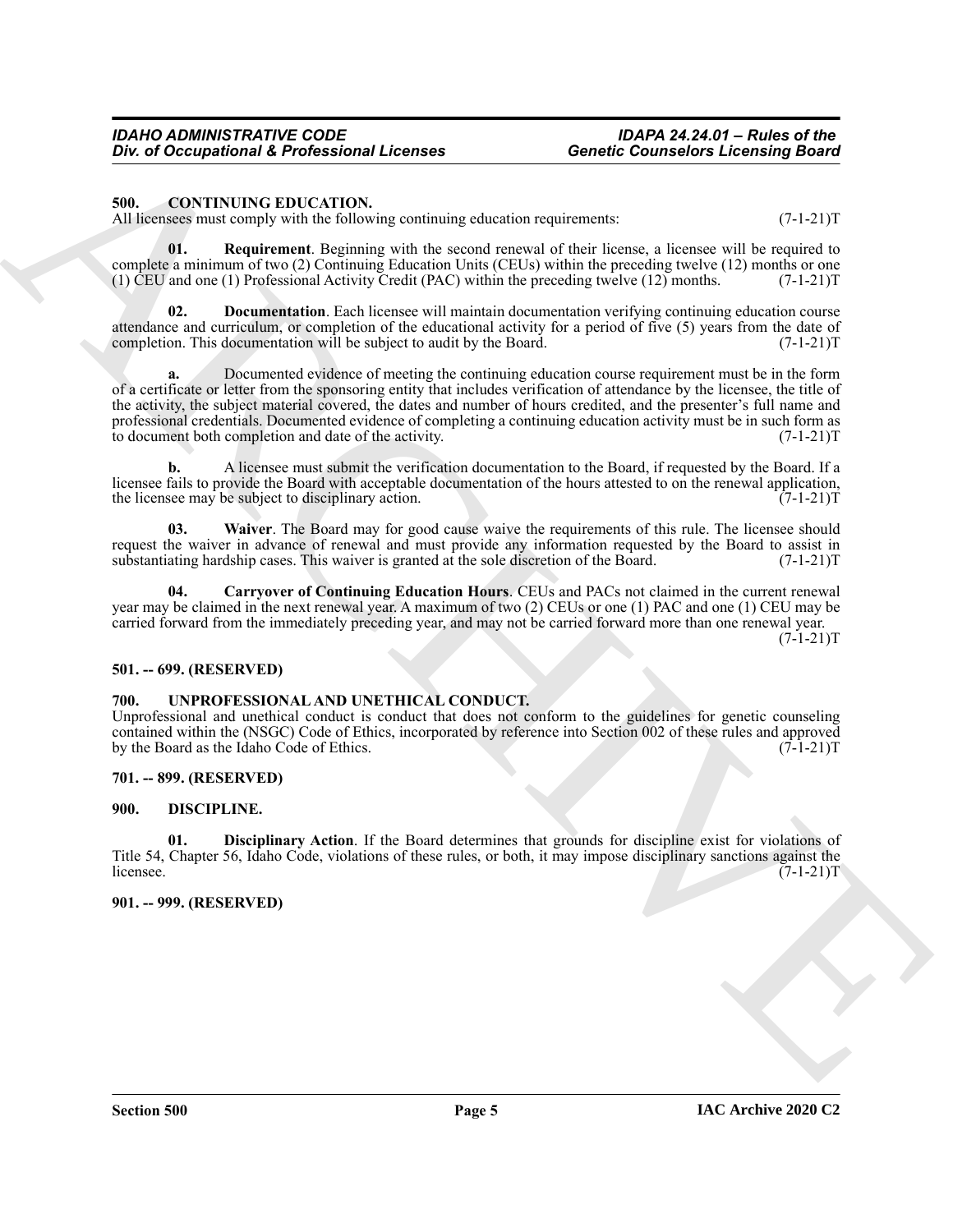## 500. CONTINUING EDUCATION.

All licensees must comply with the following continuing education requirements: (7-1-21)T

**01. Requirement**. Beginning with the second renewal of their license, a licensee will be required to complete a minimum of two (2) Continuing Education Units (CEUs) within the preceding twelve (12) months or one (1) CEU and one (1) Professional Activity Credit (PAC) within the preceding twelve (12) months. (7-1-21)T

**02. Documentation**. Each licensee will maintain documentation verifying continuing education course attendance and curriculum, or completion of the educational activity for a period of five (5) years from the date of completion. This documentation will be subject to audit by the Board. (7-1-21)T

**a.** Documented evidence of meeting the continuing education course requirement must be in the form of a certificate or letter from the sponsoring entity that includes verification of attendance by the licensee, the title of the activity, the subject material covered, the dates and number of hours credited, and the presenter's full name and professional credentials. Documented evidence of completing a continuing education activity must be in such form as to document both completion and date of the activity. (7-1-21)T

**b.** A licensee must submit the verification documentation to the Board, if requested by the Board. If a licensee fails to provide the Board with acceptable documentation of the hours attested to on the renewal application, the licensee may be subject to disciplinary action. (7-1-21)T

**03. Waiver**. The Board may for good cause waive the requirements of this rule. The licensee should request the waiver in advance of renewal and must provide any information requested by the Board to assist in substantiating hardship cases. This waiver is granted at the sole discretion of the Board. (7-1-21)T

**04. Carryover of Continuing Education Hours**. CEUs and PACs not claimed in the current renewal year may be claimed in the next renewal year. A maximum of two (2) CEUs or one (1) PAC and one (1) CEU may be carried forward from the immediately preceding year, and may not be carried forward more than one renewal year. (7-1-21)T

## 501. -- 699. (RESERVED)

## 700. UNPROFESSIONAL AND UNETHICAL CONDUCT.

Unprofessional and unethical conduct is conduct that does not conform to the guidelines for genetic counseling contained within the (NSGC) Code of Ethics, incorporated by reference into Section 002 of these rules and approved by the Board as the Idaho Code of Ethics. (7-1-21)T

## 701. -- 899. (RESERVED)

## 900. DISCIPLINE.

**01. Disciplinary Action**. If the Board determines that grounds for discipline exist for violations of Title 54, Chapter 56, Idaho Code, violations of these rules, or both, it may impose disciplinary sanctions against the licensee. (7-1-21)T

## 901. -- 999. (RESERVED)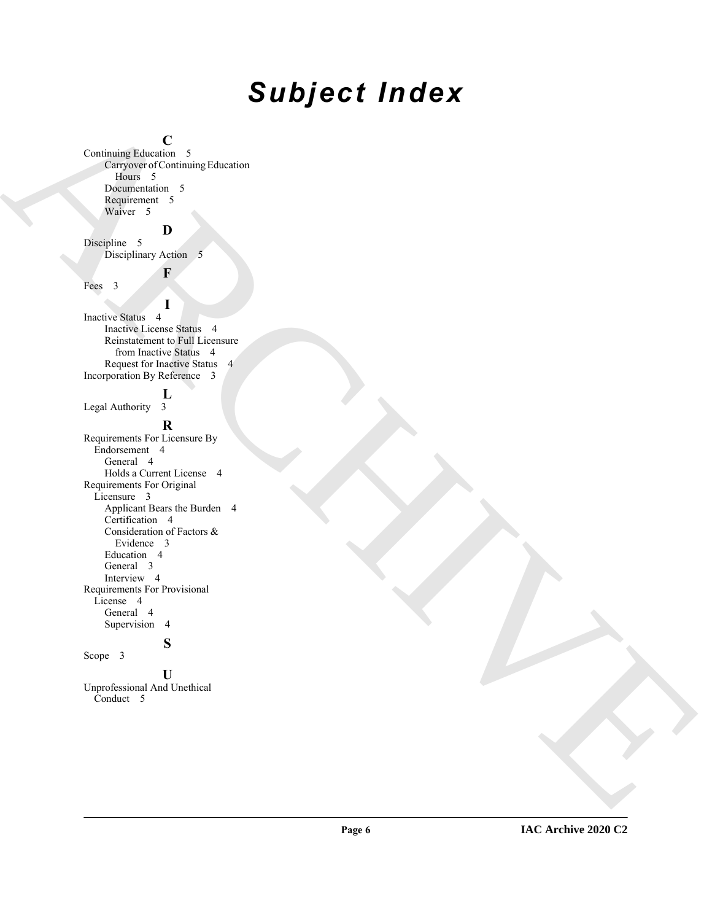# Subject Index

**C**

Continuing Education 5
- Carryover of Continuing Education Hours 5
- Documentation 5
- Requirement 5
- Waiver 5

**D**

Discipline 5
- Disciplinary Action 5

**F**

Fees 3

**I**

Inactive Status 4
- Inactive License Status 4
- Reinstatement to Full Licensure from Inactive Status 4
- Request for Inactive Status 4

Incorporation By Reference 3

**L**

Legal Authority 3

**R**

Requirements For Licensure By Endorsement 4
- General 4
- Holds a Current License 4

Requirements For Original Licensure 3
- Applicant Bears the Burden 4
- Certification 4
- Consideration of Factors & Evidence 3
- Education 4
- General 3
- Interview 4

Requirements For Provisional License 4
- General 4
- Supervision 4

**S**

Scope 3

**U**

Unprofessional And Unethical Conduct 5